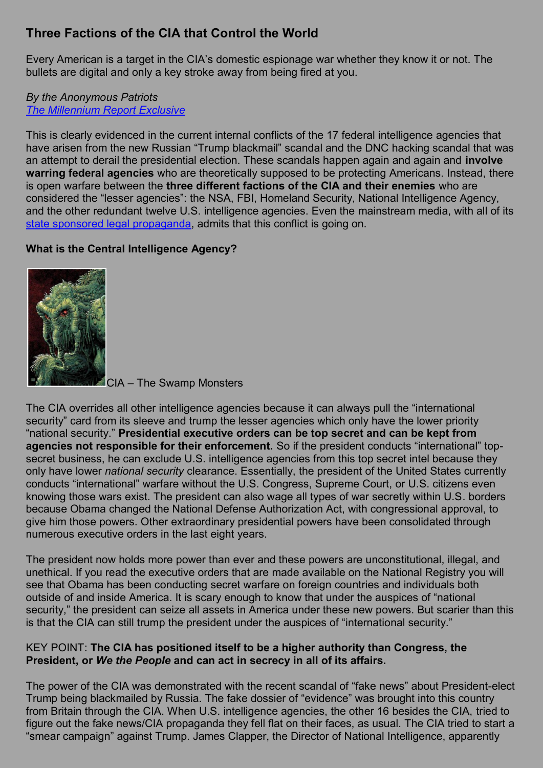## Three Factions of the CIA that Control the World

Every American is a target in the CIA's domestic espionage war whether they know it or not. The bullets are digital and only a key stroke away from being fired at you.

*By the Anonymous Patriots*
*The Millennium Report Exclusive*

This is clearly evidenced in the current internal conflicts of the 17 federal intelligence agencies that have arisen from the new Russian "Trump blackmail" scandal and the DNC hacking scandal that was an attempt to derail the presidential election. These scandals happen again and again and **involve warring federal agencies** who are theoretically supposed to be protecting Americans. Instead, there is open warfare between the **three different factions of the CIA and their enemies** who are considered the "lesser agencies": the NSA, FBI, Homeland Security, National Intelligence Agency, and the other redundant twelve U.S. intelligence agencies. Even the mainstream media, with all of its state sponsored legal propaganda, admits that this conflict is going on.

### What is the Central Intelligence Agency?

CIA – The Swamp Monsters

The CIA overrides all other intelligence agencies because it can always pull the "international security" card from its sleeve and trump the lesser agencies which only have the lower priority "national security." **Presidential executive orders can be top secret and can be kept from agencies not responsible for their enforcement.** So if the president conducts "international" top-secret business, he can exclude U.S. intelligence agencies from this top secret intel because they only have lower *national security* clearance. Essentially, the president of the United States currently conducts "international" warfare without the U.S. Congress, Supreme Court, or U.S. citizens even knowing those wars exist. The president can also wage all types of war secretly within U.S. borders because Obama changed the National Defense Authorization Act, with congressional approval, to give him those powers. Other extraordinary presidential powers have been consolidated through numerous executive orders in the last eight years.

The president now holds more power than ever and these powers are unconstitutional, illegal, and unethical. If you read the executive orders that are made available on the National Registry you will see that Obama has been conducting secret warfare on foreign countries and individuals both outside of and inside America. It is scary enough to know that under the auspices of "national security," the president can seize all assets in America under these new powers. But scarier than this is that the CIA can still trump the president under the auspices of "international security."

KEY POINT: **The CIA has positioned itself to be a higher authority than Congress, the President, or *We the People* and can act in secrecy in all of its affairs.**

The power of the CIA was demonstrated with the recent scandal of "fake news" about President-elect Trump being blackmailed by Russia. The fake dossier of "evidence" was brought into this country from Britain through the CIA. When U.S. intelligence agencies, the other 16 besides the CIA, tried to figure out the fake news/CIA propaganda they fell flat on their faces, as usual. The CIA tried to start a "smear campaign" against Trump. James Clapper, the Director of National Intelligence, apparently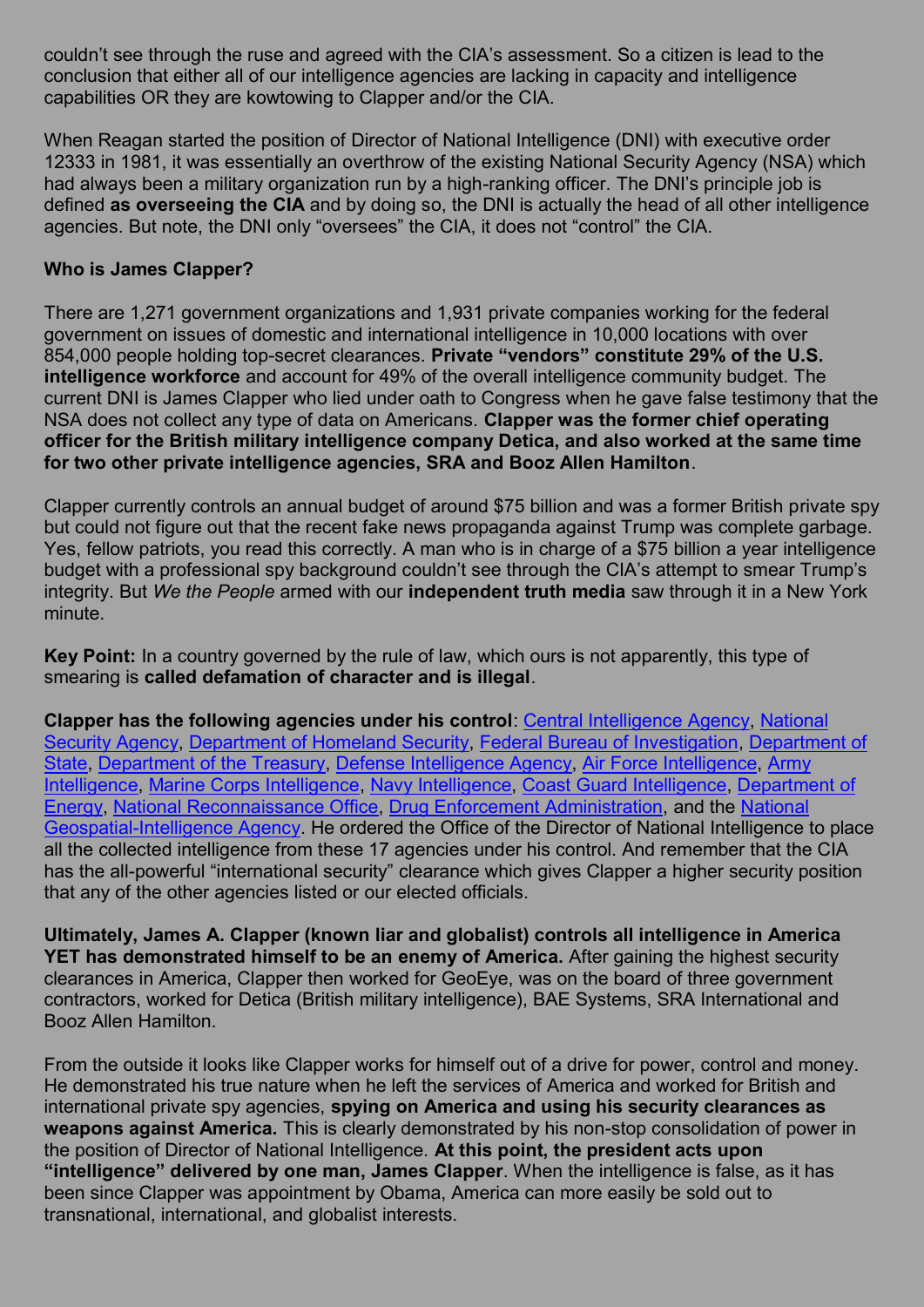couldn't see through the ruse and agreed with the CIA's assessment. So a citizen is lead to the conclusion that either all of our intelligence agencies are lacking in capacity and intelligence capabilities OR they are kowtowing to Clapper and/or the CIA.

When Reagan started the position of Director of National Intelligence (DNI) with executive order 12333 in 1981, it was essentially an overthrow of the existing National Security Agency (NSA) which had always been a military organization run by a high-ranking officer. The DNI's principle job is defined **as overseeing the CIA** and by doing so, the DNI is actually the head of all other intelligence agencies. But note, the DNI only "oversees" the CIA, it does not "control" the CIA.

**Who is James Clapper?**

There are 1,271 government organizations and 1,931 private companies working for the federal government on issues of domestic and international intelligence in 10,000 locations with over 854,000 people holding top-secret clearances. **Private "vendors" constitute 29% of the U.S. intelligence workforce** and account for 49% of the overall intelligence community budget. The current DNI is James Clapper who lied under oath to Congress when he gave false testimony that the NSA does not collect any type of data on Americans. **Clapper was the former chief operating officer for the British military intelligence company Detica, and also worked at the same time for two other private intelligence agencies, SRA and Booz Allen Hamilton**.

Clapper currently controls an annual budget of around $75 billion and was a former British private spy but could not figure out that the recent fake news propaganda against Trump was complete garbage. Yes, fellow patriots, you read this correctly. A man who is in charge of a $75 billion a year intelligence budget with a professional spy background couldn't see through the CIA's attempt to smear Trump's integrity. But *We the People* armed with our **independent truth media** saw through it in a New York minute.

**Key Point:** In a country governed by the rule of law, which ours is not apparently, this type of smearing is **called defamation of character and is illegal**.

**Clapper has the following agencies under his control**: Central Intelligence Agency, National Security Agency, Department of Homeland Security, Federal Bureau of Investigation, Department of State, Department of the Treasury, Defense Intelligence Agency, Air Force Intelligence, Army Intelligence, Marine Corps Intelligence, Navy Intelligence, Coast Guard Intelligence, Department of Energy, National Reconnaissance Office, Drug Enforcement Administration, and the National Geospatial-Intelligence Agency. He ordered the Office of the Director of National Intelligence to place all the collected intelligence from these 17 agencies under his control. And remember that the CIA has the all-powerful "international security" clearance which gives Clapper a higher security position that any of the other agencies listed or our elected officials.

**Ultimately, James A. Clapper (known liar and globalist) controls all intelligence in America YET has demonstrated himself to be an enemy of America.** After gaining the highest security clearances in America, Clapper then worked for GeoEye, was on the board of three government contractors, worked for Detica (British military intelligence), BAE Systems, SRA International and Booz Allen Hamilton.

From the outside it looks like Clapper works for himself out of a drive for power, control and money. He demonstrated his true nature when he left the services of America and worked for British and international private spy agencies, **spying on America and using his security clearances as weapons against America.** This is clearly demonstrated by his non-stop consolidation of power in the position of Director of National Intelligence. **At this point, the president acts upon "intelligence" delivered by one man, James Clapper**. When the intelligence is false, as it has been since Clapper was appointment by Obama, America can more easily be sold out to transnational, international, and globalist interests.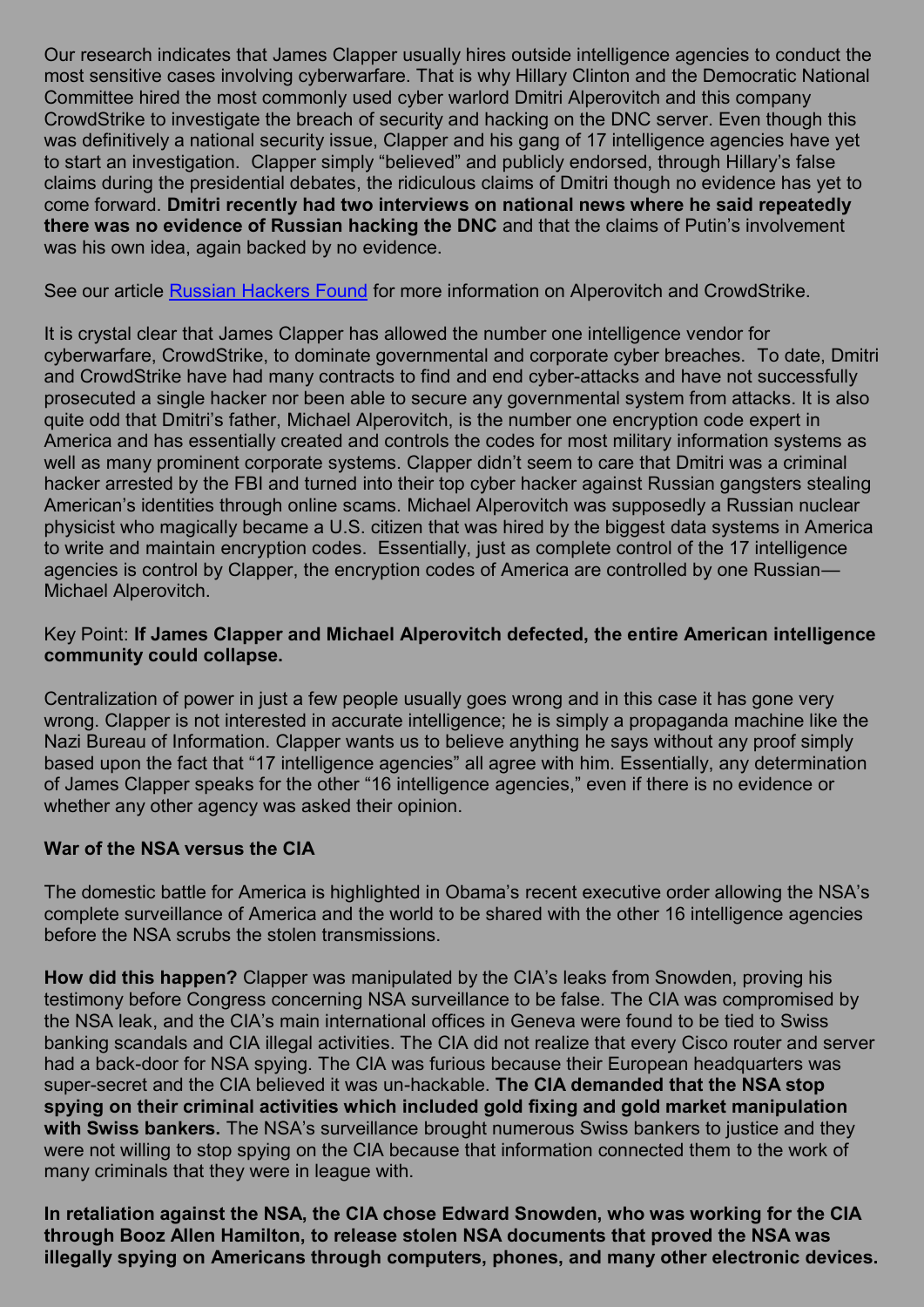Our research indicates that James Clapper usually hires outside intelligence agencies to conduct the most sensitive cases involving cyberwarfare. That is why Hillary Clinton and the Democratic National Committee hired the most commonly used cyber warlord Dmitri Alperovitch and this company CrowdStrike to investigate the breach of security and hacking on the DNC server. Even though this was definitively a national security issue, Clapper and his gang of 17 intelligence agencies have yet to start an investigation. Clapper simply "believed" and publicly endorsed, through Hillary's false claims during the presidential debates, the ridiculous claims of Dmitri though no evidence has yet to come forward. **Dmitri recently had two interviews on national news where he said repeatedly there was no evidence of Russian hacking the DNC** and that the claims of Putin's involvement was his own idea, again backed by no evidence.

See our article Russian Hackers Found for more information on Alperovitch and CrowdStrike.

It is crystal clear that James Clapper has allowed the number one intelligence vendor for cyberwarfare, CrowdStrike, to dominate governmental and corporate cyber breaches. To date, Dmitri and CrowdStrike have had many contracts to find and end cyber-attacks and have not successfully prosecuted a single hacker nor been able to secure any governmental system from attacks. It is also quite odd that Dmitri's father, Michael Alperovitch, is the number one encryption code expert in America and has essentially created and controls the codes for most military information systems as well as many prominent corporate systems. Clapper didn't seem to care that Dmitri was a criminal hacker arrested by the FBI and turned into their top cyber hacker against Russian gangsters stealing American's identities through online scams. Michael Alperovitch was supposedly a Russian nuclear physicist who magically became a U.S. citizen that was hired by the biggest data systems in America to write and maintain encryption codes. Essentially, just as complete control of the 17 intelligence agencies is control by Clapper, the encryption codes of America are controlled by one Russian—Michael Alperovitch.

Key Point: **If James Clapper and Michael Alperovitch defected, the entire American intelligence community could collapse.**

Centralization of power in just a few people usually goes wrong and in this case it has gone very wrong. Clapper is not interested in accurate intelligence; he is simply a propaganda machine like the Nazi Bureau of Information. Clapper wants us to believe anything he says without any proof simply based upon the fact that "17 intelligence agencies" all agree with him. Essentially, any determination of James Clapper speaks for the other "16 intelligence agencies," even if there is no evidence or whether any other agency was asked their opinion.

**War of the NSA versus the CIA**

The domestic battle for America is highlighted in Obama's recent executive order allowing the NSA's complete surveillance of America and the world to be shared with the other 16 intelligence agencies before the NSA scrubs the stolen transmissions.

**How did this happen?** Clapper was manipulated by the CIA's leaks from Snowden, proving his testimony before Congress concerning NSA surveillance to be false. The CIA was compromised by the NSA leak, and the CIA's main international offices in Geneva were found to be tied to Swiss banking scandals and CIA illegal activities. The CIA did not realize that every Cisco router and server had a back-door for NSA spying. The CIA was furious because their European headquarters was super-secret and the CIA believed it was un-hackable. **The CIA demanded that the NSA stop spying on their criminal activities which included gold fixing and gold market manipulation with Swiss bankers.** The NSA's surveillance brought numerous Swiss bankers to justice and they were not willing to stop spying on the CIA because that information connected them to the work of many criminals that they were in league with.

**In retaliation against the NSA, the CIA chose Edward Snowden, who was working for the CIA through Booz Allen Hamilton, to release stolen NSA documents that proved the NSA was illegally spying on Americans through computers, phones, and many other electronic devices.**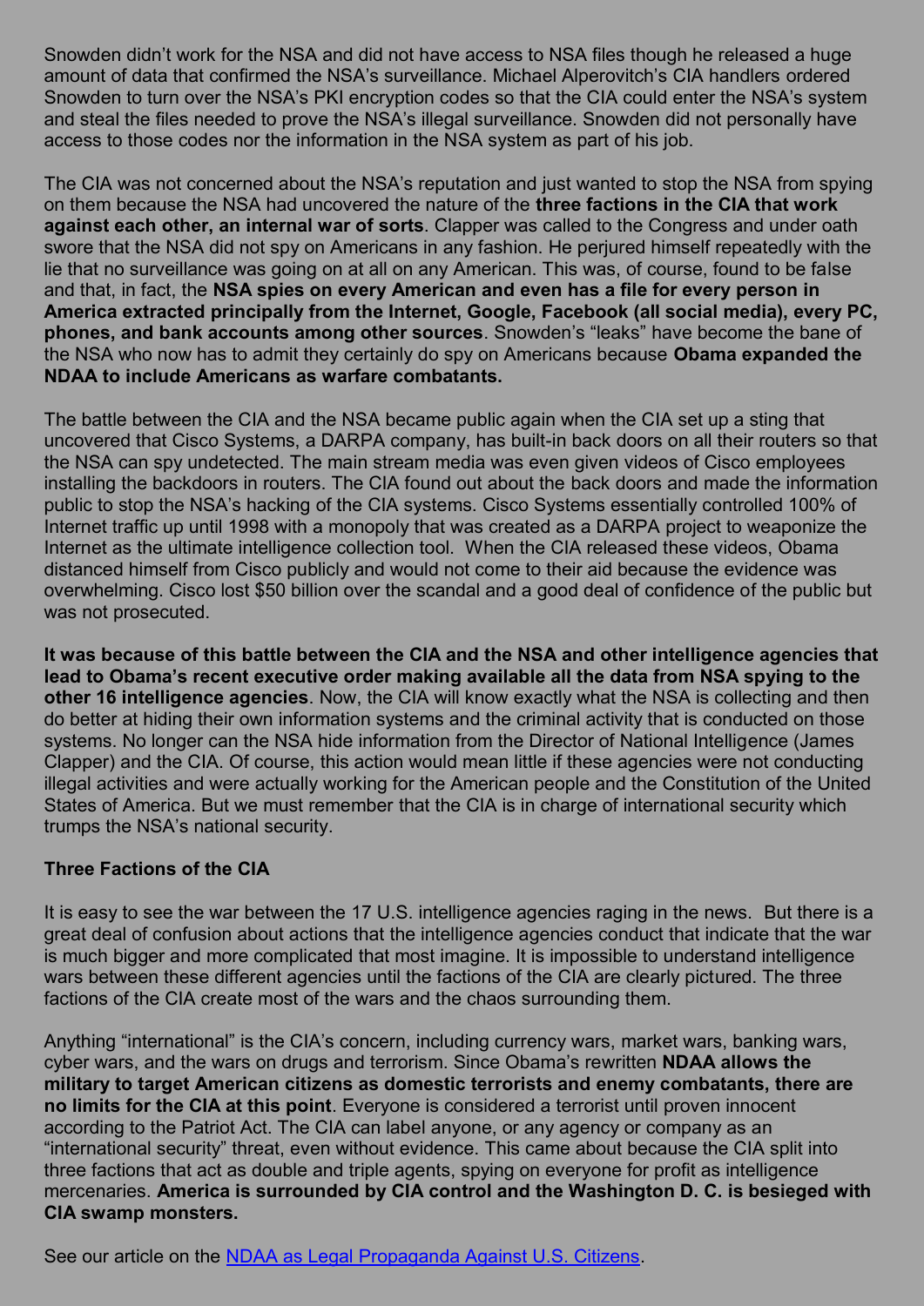Snowden didn't work for the NSA and did not have access to NSA files though he released a huge amount of data that confirmed the NSA's surveillance. Michael Alperovitch's CIA handlers ordered Snowden to turn over the NSA's PKI encryption codes so that the CIA could enter the NSA's system and steal the files needed to prove the NSA's illegal surveillance. Snowden did not personally have access to those codes nor the information in the NSA system as part of his job.

The CIA was not concerned about the NSA's reputation and just wanted to stop the NSA from spying on them because the NSA had uncovered the nature of the **three factions in the CIA that work against each other, an internal war of sorts**. Clapper was called to the Congress and under oath swore that the NSA did not spy on Americans in any fashion. He perjured himself repeatedly with the lie that no surveillance was going on at all on any American. This was, of course, found to be false and that, in fact, the **NSA spies on every American and even has a file for every person in America extracted principally from the Internet, Google, Facebook (all social media), every PC, phones, and bank accounts among other sources**. Snowden's "leaks" have become the bane of the NSA who now has to admit they certainly do spy on Americans because **Obama expanded the NDAA to include Americans as warfare combatants.**

The battle between the CIA and the NSA became public again when the CIA set up a sting that uncovered that Cisco Systems, a DARPA company, has built-in back doors on all their routers so that the NSA can spy undetected. The main stream media was even given videos of Cisco employees installing the backdoors in routers. The CIA found out about the back doors and made the information public to stop the NSA's hacking of the CIA systems. Cisco Systems essentially controlled 100% of Internet traffic up until 1998 with a monopoly that was created as a DARPA project to weaponize the Internet as the ultimate intelligence collection tool. When the CIA released these videos, Obama distanced himself from Cisco publicly and would not come to their aid because the evidence was overwhelming. Cisco lost $50 billion over the scandal and a good deal of confidence of the public but was not prosecuted.

**It was because of this battle between the CIA and the NSA and other intelligence agencies that lead to Obama's recent executive order making available all the data from NSA spying to the other 16 intelligence agencies**. Now, the CIA will know exactly what the NSA is collecting and then do better at hiding their own information systems and the criminal activity that is conducted on those systems. No longer can the NSA hide information from the Director of National Intelligence (James Clapper) and the CIA. Of course, this action would mean little if these agencies were not conducting illegal activities and were actually working for the American people and the Constitution of the United States of America. But we must remember that the CIA is in charge of international security which trumps the NSA's national security.

### Three Factions of the CIA

It is easy to see the war between the 17 U.S. intelligence agencies raging in the news. But there is a great deal of confusion about actions that the intelligence agencies conduct that indicate that the war is much bigger and more complicated that most imagine. It is impossible to understand intelligence wars between these different agencies until the factions of the CIA are clearly pictured. The three factions of the CIA create most of the wars and the chaos surrounding them.

Anything "international" is the CIA's concern, including currency wars, market wars, banking wars, cyber wars, and the wars on drugs and terrorism. Since Obama's rewritten **NDAA allows the military to target American citizens as domestic terrorists and enemy combatants, there are no limits for the CIA at this point**. Everyone is considered a terrorist until proven innocent according to the Patriot Act. The CIA can label anyone, or any agency or company as an "international security" threat, even without evidence. This came about because the CIA split into three factions that act as double and triple agents, spying on everyone for profit as intelligence mercenaries. **America is surrounded by CIA control and the Washington D. C. is besieged with CIA swamp monsters.**

See our article on the [NDAA as Legal Propaganda Against U.S. Citizens](#).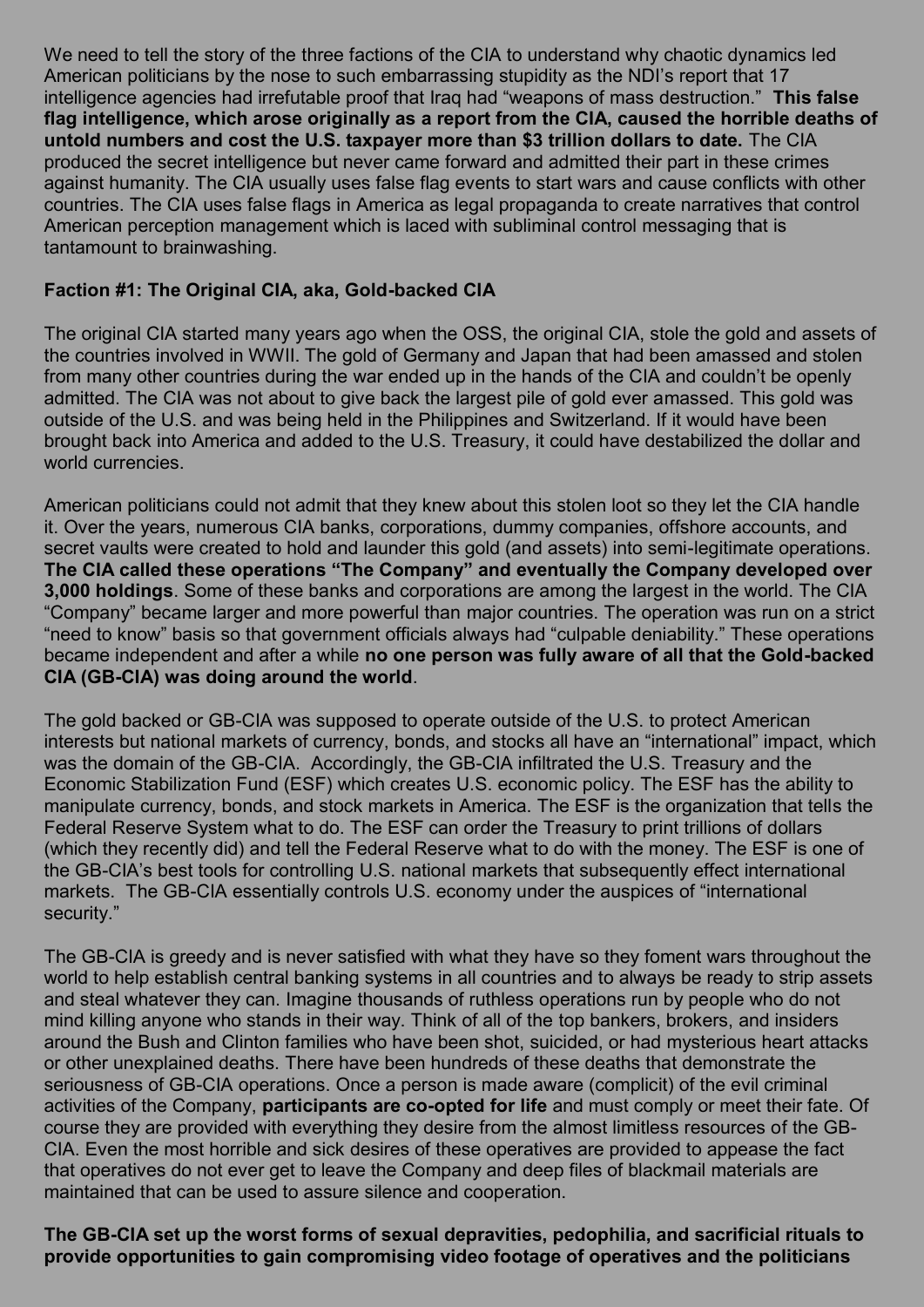We need to tell the story of the three factions of the CIA to understand why chaotic dynamics led American politicians by the nose to such embarrassing stupidity as the NDI's report that 17 intelligence agencies had irrefutable proof that Iraq had "weapons of mass destruction." **This false flag intelligence, which arose originally as a report from the CIA, caused the horrible deaths of untold numbers and cost the U.S. taxpayer more than $3 trillion dollars to date.** The CIA produced the secret intelligence but never came forward and admitted their part in these crimes against humanity. The CIA usually uses false flag events to start wars and cause conflicts with other countries. The CIA uses false flags in America as legal propaganda to create narratives that control American perception management which is laced with subliminal control messaging that is tantamount to brainwashing.

**Faction #1: The Original CIA, aka, Gold-backed CIA**

The original CIA started many years ago when the OSS, the original CIA, stole the gold and assets of the countries involved in WWII. The gold of Germany and Japan that had been amassed and stolen from many other countries during the war ended up in the hands of the CIA and couldn't be openly admitted. The CIA was not about to give back the largest pile of gold ever amassed. This gold was outside of the U.S. and was being held in the Philippines and Switzerland. If it would have been brought back into America and added to the U.S. Treasury, it could have destabilized the dollar and world currencies.

American politicians could not admit that they knew about this stolen loot so they let the CIA handle it. Over the years, numerous CIA banks, corporations, dummy companies, offshore accounts, and secret vaults were created to hold and launder this gold (and assets) into semi-legitimate operations. **The CIA called these operations "The Company" and eventually the Company developed over 3,000 holdings**. Some of these banks and corporations are among the largest in the world. The CIA "Company" became larger and more powerful than major countries. The operation was run on a strict "need to know" basis so that government officials always had "culpable deniability." These operations became independent and after a while **no one person was fully aware of all that the Gold-backed CIA (GB-CIA) was doing around the world**.

The gold backed or GB-CIA was supposed to operate outside of the U.S. to protect American interests but national markets of currency, bonds, and stocks all have an "international" impact, which was the domain of the GB-CIA. Accordingly, the GB-CIA infiltrated the U.S. Treasury and the Economic Stabilization Fund (ESF) which creates U.S. economic policy. The ESF has the ability to manipulate currency, bonds, and stock markets in America. The ESF is the organization that tells the Federal Reserve System what to do. The ESF can order the Treasury to print trillions of dollars (which they recently did) and tell the Federal Reserve what to do with the money. The ESF is one of the GB-CIA's best tools for controlling U.S. national markets that subsequently effect international markets. The GB-CIA essentially controls U.S. economy under the auspices of "international security."

The GB-CIA is greedy and is never satisfied with what they have so they foment wars throughout the world to help establish central banking systems in all countries and to always be ready to strip assets and steal whatever they can. Imagine thousands of ruthless operations run by people who do not mind killing anyone who stands in their way. Think of all of the top bankers, brokers, and insiders around the Bush and Clinton families who have been shot, suicided, or had mysterious heart attacks or other unexplained deaths. There have been hundreds of these deaths that demonstrate the seriousness of GB-CIA operations. Once a person is made aware (complicit) of the evil criminal activities of the Company, **participants are co-opted for life** and must comply or meet their fate. Of course they are provided with everything they desire from the almost limitless resources of the GB-CIA. Even the most horrible and sick desires of these operatives are provided to appease the fact that operatives do not ever get to leave the Company and deep files of blackmail materials are maintained that can be used to assure silence and cooperation.

**The GB-CIA set up the worst forms of sexual depravities, pedophilia, and sacrificial rituals to provide opportunities to gain compromising video footage of operatives and the politicians**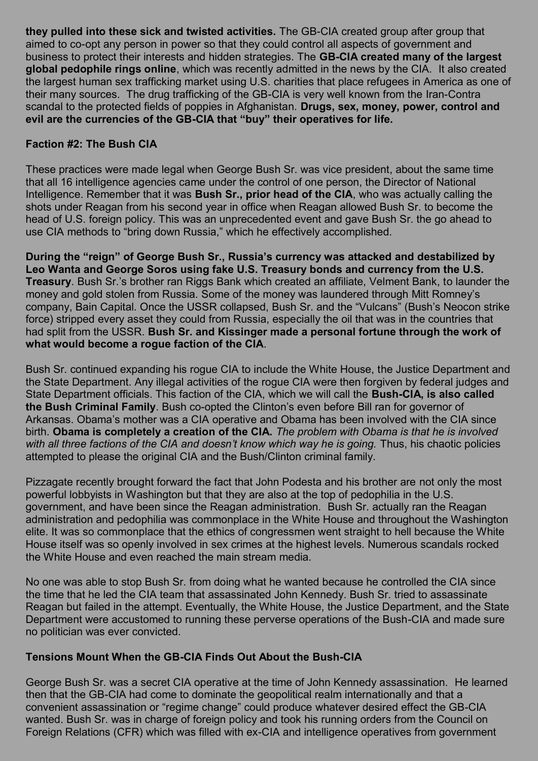**they pulled into these sick and twisted activities.** The GB-CIA created group after group that aimed to co-opt any person in power so that they could control all aspects of government and business to protect their interests and hidden strategies. The **GB-CIA created many of the largest global pedophile rings online**, which was recently admitted in the news by the CIA. It also created the largest human sex trafficking market using U.S. charities that place refugees in America as one of their many sources. The drug trafficking of the GB-CIA is very well known from the Iran-Contra scandal to the protected fields of poppies in Afghanistan. **Drugs, sex, money, power, control and evil are the currencies of the GB-CIA that "buy" their operatives for life.**

**Faction #2: The Bush CIA**

These practices were made legal when George Bush Sr. was vice president, about the same time that all 16 intelligence agencies came under the control of one person, the Director of National Intelligence. Remember that it was **Bush Sr., prior head of the CIA**, who was actually calling the shots under Reagan from his second year in office when Reagan allowed Bush Sr. to become the head of U.S. foreign policy. This was an unprecedented event and gave Bush Sr. the go ahead to use CIA methods to "bring down Russia," which he effectively accomplished.

**During the "reign" of George Bush Sr., Russia's currency was attacked and destabilized by Leo Wanta and George Soros using fake U.S. Treasury bonds and currency from the U.S. Treasury**. Bush Sr.'s brother ran Riggs Bank which created an affiliate, Velment Bank, to launder the money and gold stolen from Russia. Some of the money was laundered through Mitt Romney's company, Bain Capital. Once the USSR collapsed, Bush Sr. and the "Vulcans" (Bush's Neocon strike force) stripped every asset they could from Russia, especially the oil that was in the countries that had split from the USSR. **Bush Sr. and Kissinger made a personal fortune through the work of what would become a rogue faction of the CIA**.

Bush Sr. continued expanding his rogue CIA to include the White House, the Justice Department and the State Department. Any illegal activities of the rogue CIA were then forgiven by federal judges and State Department officials. This faction of the CIA, which we will call the **Bush-CIA, is also called the Bush Criminal Family**. Bush co-opted the Clinton's even before Bill ran for governor of Arkansas. Obama's mother was a CIA operative and Obama has been involved with the CIA since birth. **Obama is completely a creation of the CIA.** *The problem with Obama is that he is involved with all three factions of the CIA and doesn't know which way he is going.* Thus, his chaotic policies attempted to please the original CIA and the Bush/Clinton criminal family.

Pizzagate recently brought forward the fact that John Podesta and his brother are not only the most powerful lobbyists in Washington but that they are also at the top of pedophilia in the U.S. government, and have been since the Reagan administration. Bush Sr. actually ran the Reagan administration and pedophilia was commonplace in the White House and throughout the Washington elite. It was so commonplace that the ethics of congressmen went straight to hell because the White House itself was so openly involved in sex crimes at the highest levels. Numerous scandals rocked the White House and even reached the main stream media.

No one was able to stop Bush Sr. from doing what he wanted because he controlled the CIA since the time that he led the CIA team that assassinated John Kennedy. Bush Sr. tried to assassinate Reagan but failed in the attempt. Eventually, the White House, the Justice Department, and the State Department were accustomed to running these perverse operations of the Bush-CIA and made sure no politician was ever convicted.

**Tensions Mount When the GB-CIA Finds Out About the Bush-CIA**

George Bush Sr. was a secret CIA operative at the time of John Kennedy assassination. He learned then that the GB-CIA had come to dominate the geopolitical realm internationally and that a convenient assassination or "regime change" could produce whatever desired effect the GB-CIA wanted. Bush Sr. was in charge of foreign policy and took his running orders from the Council on Foreign Relations (CFR) which was filled with ex-CIA and intelligence operatives from government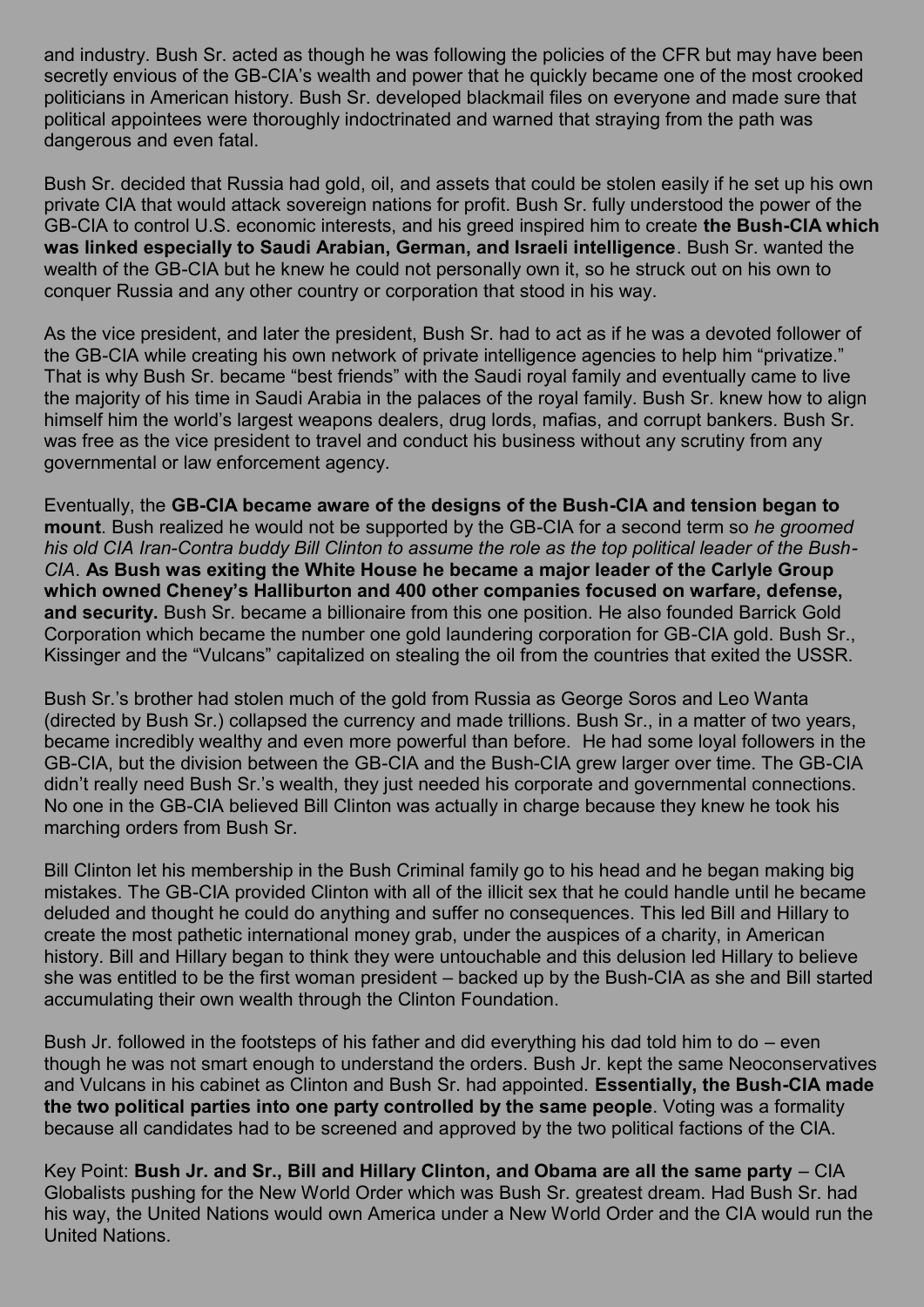and industry. Bush Sr. acted as though he was following the policies of the CFR but may have been secretly envious of the GB-CIA's wealth and power that he quickly became one of the most crooked politicians in American history. Bush Sr. developed blackmail files on everyone and made sure that political appointees were thoroughly indoctrinated and warned that straying from the path was dangerous and even fatal.

Bush Sr. decided that Russia had gold, oil, and assets that could be stolen easily if he set up his own private CIA that would attack sovereign nations for profit. Bush Sr. fully understood the power of the GB-CIA to control U.S. economic interests, and his greed inspired him to create **the Bush-CIA which was linked especially to Saudi Arabian, German, and Israeli intelligence**. Bush Sr. wanted the wealth of the GB-CIA but he knew he could not personally own it, so he struck out on his own to conquer Russia and any other country or corporation that stood in his way.

As the vice president, and later the president, Bush Sr. had to act as if he was a devoted follower of the GB-CIA while creating his own network of private intelligence agencies to help him "privatize." That is why Bush Sr. became "best friends" with the Saudi royal family and eventually came to live the majority of his time in Saudi Arabia in the palaces of the royal family. Bush Sr. knew how to align himself him the world's largest weapons dealers, drug lords, mafias, and corrupt bankers. Bush Sr. was free as the vice president to travel and conduct his business without any scrutiny from any governmental or law enforcement agency.

Eventually, the **GB-CIA became aware of the designs of the Bush-CIA and tension began to mount**. Bush realized he would not be supported by the GB-CIA for a second term so *he groomed his old CIA Iran-Contra buddy Bill Clinton to assume the role as the top political leader of the Bush-CIA*. **As Bush was exiting the White House he became a major leader of the Carlyle Group which owned Cheney's Halliburton and 400 other companies focused on warfare, defense, and security.** Bush Sr. became a billionaire from this one position. He also founded Barrick Gold Corporation which became the number one gold laundering corporation for GB-CIA gold. Bush Sr., Kissinger and the "Vulcans" capitalized on stealing the oil from the countries that exited the USSR.

Bush Sr.'s brother had stolen much of the gold from Russia as George Soros and Leo Wanta (directed by Bush Sr.) collapsed the currency and made trillions. Bush Sr., in a matter of two years, became incredibly wealthy and even more powerful than before. He had some loyal followers in the GB-CIA, but the division between the GB-CIA and the Bush-CIA grew larger over time. The GB-CIA didn't really need Bush Sr.'s wealth, they just needed his corporate and governmental connections. No one in the GB-CIA believed Bill Clinton was actually in charge because they knew he took his marching orders from Bush Sr.

Bill Clinton let his membership in the Bush Criminal family go to his head and he began making big mistakes. The GB-CIA provided Clinton with all of the illicit sex that he could handle until he became deluded and thought he could do anything and suffer no consequences. This led Bill and Hillary to create the most pathetic international money grab, under the auspices of a charity, in American history. Bill and Hillary began to think they were untouchable and this delusion led Hillary to believe she was entitled to be the first woman president – backed up by the Bush-CIA as she and Bill started accumulating their own wealth through the Clinton Foundation.

Bush Jr. followed in the footsteps of his father and did everything his dad told him to do – even though he was not smart enough to understand the orders. Bush Jr. kept the same Neoconservatives and Vulcans in his cabinet as Clinton and Bush Sr. had appointed. **Essentially, the Bush-CIA made the two political parties into one party controlled by the same people**. Voting was a formality because all candidates had to be screened and approved by the two political factions of the CIA.

Key Point: **Bush Jr. and Sr., Bill and Hillary Clinton, and Obama are all the same party** – CIA Globalists pushing for the New World Order which was Bush Sr. greatest dream. Had Bush Sr. had his way, the United Nations would own America under a New World Order and the CIA would run the United Nations.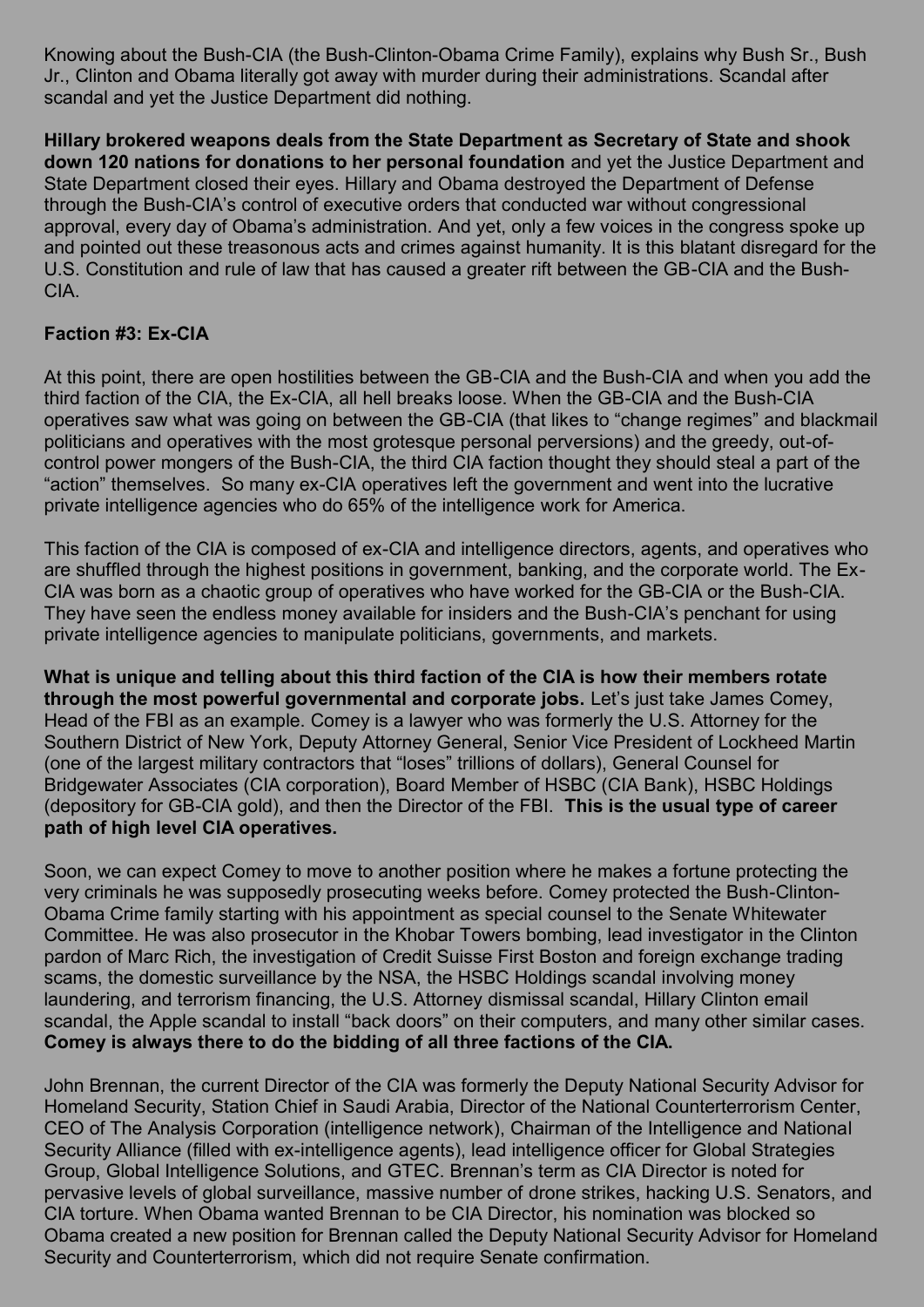Knowing about the Bush-CIA (the Bush-Clinton-Obama Crime Family), explains why Bush Sr., Bush Jr., Clinton and Obama literally got away with murder during their administrations. Scandal after scandal and yet the Justice Department did nothing.

**Hillary brokered weapons deals from the State Department as Secretary of State and shook down 120 nations for donations to her personal foundation** and yet the Justice Department and State Department closed their eyes. Hillary and Obama destroyed the Department of Defense through the Bush-CIA's control of executive orders that conducted war without congressional approval, every day of Obama's administration. And yet, only a few voices in the congress spoke up and pointed out these treasonous acts and crimes against humanity. It is this blatant disregard for the U.S. Constitution and rule of law that has caused a greater rift between the GB-CIA and the Bush-CIA.

**Faction #3: Ex-CIA**

At this point, there are open hostilities between the GB-CIA and the Bush-CIA and when you add the third faction of the CIA, the Ex-CIA, all hell breaks loose. When the GB-CIA and the Bush-CIA operatives saw what was going on between the GB-CIA (that likes to "change regimes" and blackmail politicians and operatives with the most grotesque personal perversions) and the greedy, out-of-control power mongers of the Bush-CIA, the third CIA faction thought they should steal a part of the "action" themselves. So many ex-CIA operatives left the government and went into the lucrative private intelligence agencies who do 65% of the intelligence work for America.

This faction of the CIA is composed of ex-CIA and intelligence directors, agents, and operatives who are shuffled through the highest positions in government, banking, and the corporate world. The Ex-CIA was born as a chaotic group of operatives who have worked for the GB-CIA or the Bush-CIA. They have seen the endless money available for insiders and the Bush-CIA's penchant for using private intelligence agencies to manipulate politicians, governments, and markets.

**What is unique and telling about this third faction of the CIA is how their members rotate through the most powerful governmental and corporate jobs.** Let's just take James Comey, Head of the FBI as an example. Comey is a lawyer who was formerly the U.S. Attorney for the Southern District of New York, Deputy Attorney General, Senior Vice President of Lockheed Martin (one of the largest military contractors that "loses" trillions of dollars), General Counsel for Bridgewater Associates (CIA corporation), Board Member of HSBC (CIA Bank), HSBC Holdings (depository for GB-CIA gold), and then the Director of the FBI. **This is the usual type of career path of high level CIA operatives.**

Soon, we can expect Comey to move to another position where he makes a fortune protecting the very criminals he was supposedly prosecuting weeks before. Comey protected the Bush-Clinton-Obama Crime family starting with his appointment as special counsel to the Senate Whitewater Committee. He was also prosecutor in the Khobar Towers bombing, lead investigator in the Clinton pardon of Marc Rich, the investigation of Credit Suisse First Boston and foreign exchange trading scams, the domestic surveillance by the NSA, the HSBC Holdings scandal involving money laundering, and terrorism financing, the U.S. Attorney dismissal scandal, Hillary Clinton email scandal, the Apple scandal to install "back doors" on their computers, and many other similar cases. **Comey is always there to do the bidding of all three factions of the CIA.**

John Brennan, the current Director of the CIA was formerly the Deputy National Security Advisor for Homeland Security, Station Chief in Saudi Arabia, Director of the National Counterterrorism Center, CEO of The Analysis Corporation (intelligence network), Chairman of the Intelligence and National Security Alliance (filled with ex-intelligence agents), lead intelligence officer for Global Strategies Group, Global Intelligence Solutions, and GTEC. Brennan's term as CIA Director is noted for pervasive levels of global surveillance, massive number of drone strikes, hacking U.S. Senators, and CIA torture. When Obama wanted Brennan to be CIA Director, his nomination was blocked so Obama created a new position for Brennan called the Deputy National Security Advisor for Homeland Security and Counterterrorism, which did not require Senate confirmation.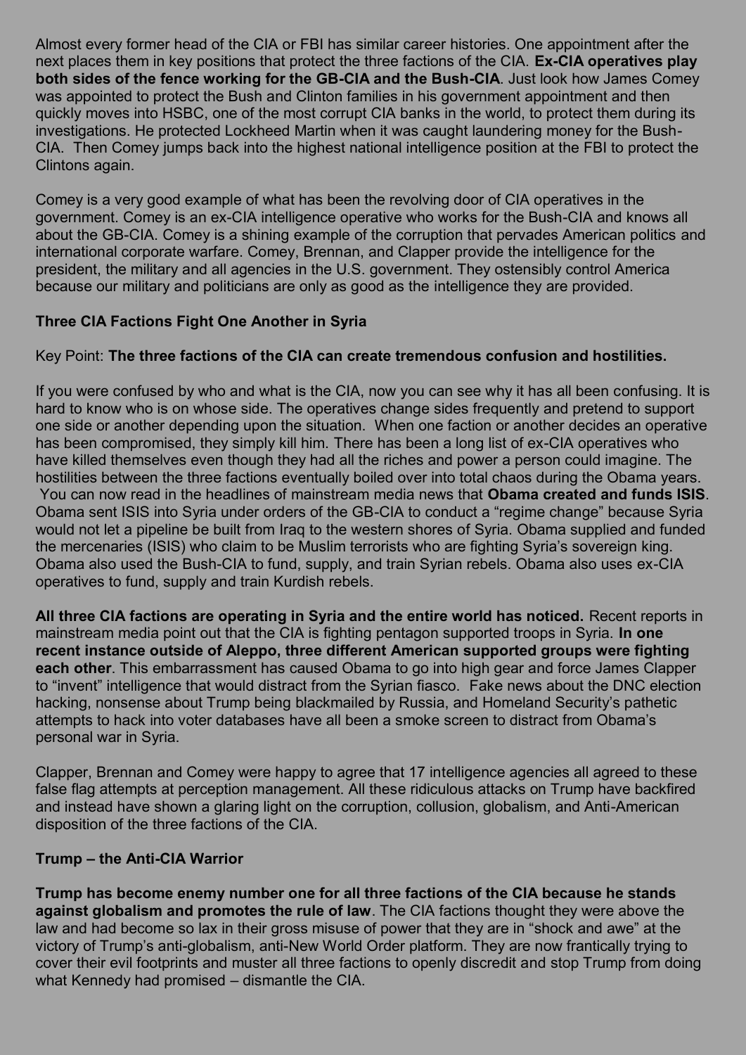Almost every former head of the CIA or FBI has similar career histories. One appointment after the next places them in key positions that protect the three factions of the CIA. **Ex-CIA operatives play both sides of the fence working for the GB-CIA and the Bush-CIA**. Just look how James Comey was appointed to protect the Bush and Clinton families in his government appointment and then quickly moves into HSBC, one of the most corrupt CIA banks in the world, to protect them during its investigations. He protected Lockheed Martin when it was caught laundering money for the Bush-CIA. Then Comey jumps back into the highest national intelligence position at the FBI to protect the Clintons again.

Comey is a very good example of what has been the revolving door of CIA operatives in the government. Comey is an ex-CIA intelligence operative who works for the Bush-CIA and knows all about the GB-CIA. Comey is a shining example of the corruption that pervades American politics and international corporate warfare. Comey, Brennan, and Clapper provide the intelligence for the president, the military and all agencies in the U.S. government. They ostensibly control America because our military and politicians are only as good as the intelligence they are provided.

**Three CIA Factions Fight One Another in Syria**

Key Point: **The three factions of the CIA can create tremendous confusion and hostilities.**

If you were confused by who and what is the CIA, now you can see why it has all been confusing. It is hard to know who is on whose side. The operatives change sides frequently and pretend to support one side or another depending upon the situation. When one faction or another decides an operative has been compromised, they simply kill him. There has been a long list of ex-CIA operatives who have killed themselves even though they had all the riches and power a person could imagine. The hostilities between the three factions eventually boiled over into total chaos during the Obama years. You can now read in the headlines of mainstream media news that **Obama created and funds ISIS**. Obama sent ISIS into Syria under orders of the GB-CIA to conduct a "regime change" because Syria would not let a pipeline be built from Iraq to the western shores of Syria. Obama supplied and funded the mercenaries (ISIS) who claim to be Muslim terrorists who are fighting Syria's sovereign king. Obama also used the Bush-CIA to fund, supply, and train Syrian rebels. Obama also uses ex-CIA operatives to fund, supply and train Kurdish rebels.

**All three CIA factions are operating in Syria and the entire world has noticed.** Recent reports in mainstream media point out that the CIA is fighting pentagon supported troops in Syria. **In one recent instance outside of Aleppo, three different American supported groups were fighting each other**. This embarrassment has caused Obama to go into high gear and force James Clapper to "invent" intelligence that would distract from the Syrian fiasco. Fake news about the DNC election hacking, nonsense about Trump being blackmailed by Russia, and Homeland Security's pathetic attempts to hack into voter databases have all been a smoke screen to distract from Obama's personal war in Syria.

Clapper, Brennan and Comey were happy to agree that 17 intelligence agencies all agreed to these false flag attempts at perception management. All these ridiculous attacks on Trump have backfired and instead have shown a glaring light on the corruption, collusion, globalism, and Anti-American disposition of the three factions of the CIA.

**Trump – the Anti-CIA Warrior**

**Trump has become enemy number one for all three factions of the CIA because he stands against globalism and promotes the rule of law**. The CIA factions thought they were above the law and had become so lax in their gross misuse of power that they are in "shock and awe" at the victory of Trump's anti-globalism, anti-New World Order platform. They are now frantically trying to cover their evil footprints and muster all three factions to openly discredit and stop Trump from doing what Kennedy had promised – dismantle the CIA.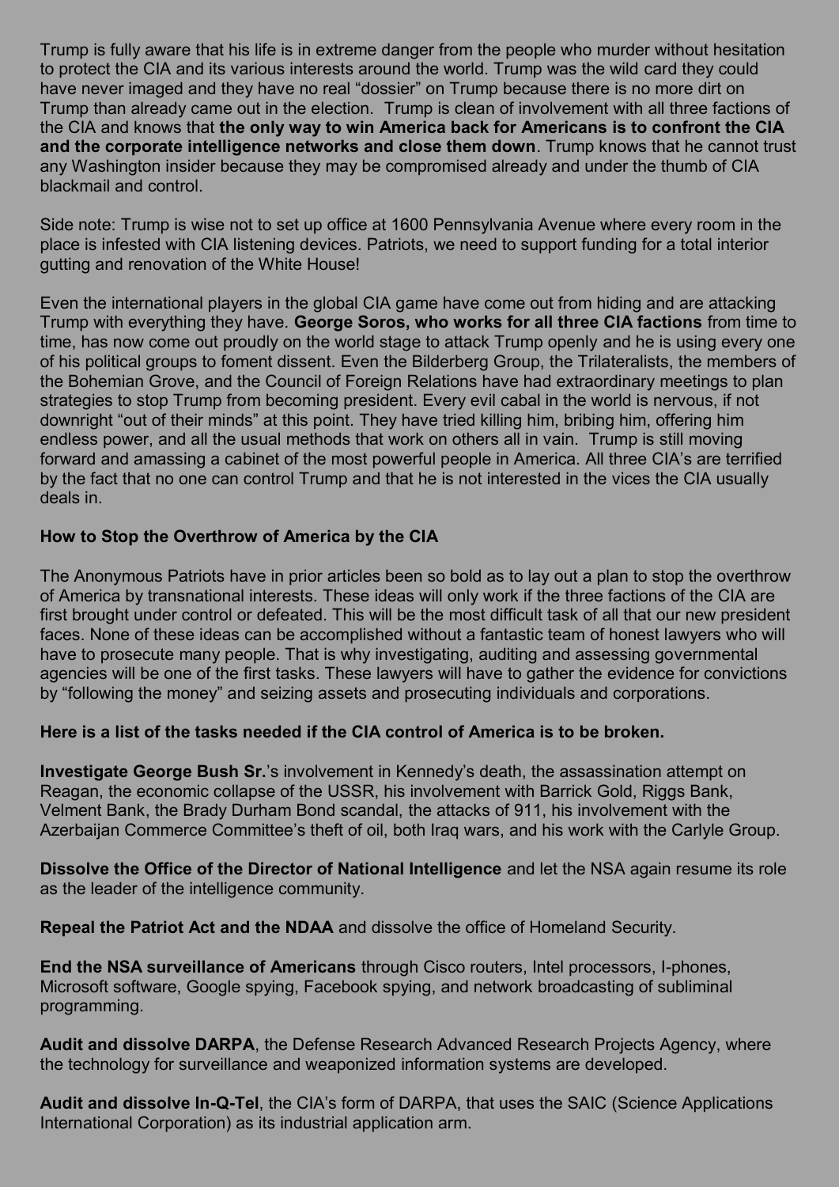Trump is fully aware that his life is in extreme danger from the people who murder without hesitation to protect the CIA and its various interests around the world. Trump was the wild card they could have never imaged and they have no real "dossier" on Trump because there is no more dirt on Trump than already came out in the election. Trump is clean of involvement with all three factions of the CIA and knows that **the only way to win America back for Americans is to confront the CIA and the corporate intelligence networks and close them down**. Trump knows that he cannot trust any Washington insider because they may be compromised already and under the thumb of CIA blackmail and control.

Side note: Trump is wise not to set up office at 1600 Pennsylvania Avenue where every room in the place is infested with CIA listening devices. Patriots, we need to support funding for a total interior gutting and renovation of the White House!

Even the international players in the global CIA game have come out from hiding and are attacking Trump with everything they have. **George Soros, who works for all three CIA factions** from time to time, has now come out proudly on the world stage to attack Trump openly and he is using every one of his political groups to foment dissent. Even the Bilderberg Group, the Trilateralists, the members of the Bohemian Grove, and the Council of Foreign Relations have had extraordinary meetings to plan strategies to stop Trump from becoming president. Every evil cabal in the world is nervous, if not downright "out of their minds" at this point. They have tried killing him, bribing him, offering him endless power, and all the usual methods that work on others all in vain. Trump is still moving forward and amassing a cabinet of the most powerful people in America. All three CIA's are terrified by the fact that no one can control Trump and that he is not interested in the vices the CIA usually deals in.

**How to Stop the Overthrow of America by the CIA**

The Anonymous Patriots have in prior articles been so bold as to lay out a plan to stop the overthrow of America by transnational interests. These ideas will only work if the three factions of the CIA are first brought under control or defeated. This will be the most difficult task of all that our new president faces. None of these ideas can be accomplished without a fantastic team of honest lawyers who will have to prosecute many people. That is why investigating, auditing and assessing governmental agencies will be one of the first tasks. These lawyers will have to gather the evidence for convictions by "following the money" and seizing assets and prosecuting individuals and corporations.

**Here is a list of the tasks needed if the CIA control of America is to be broken.**

**Investigate George Bush Sr.**'s involvement in Kennedy's death, the assassination attempt on Reagan, the economic collapse of the USSR, his involvement with Barrick Gold, Riggs Bank, Velment Bank, the Brady Durham Bond scandal, the attacks of 911, his involvement with the Azerbaijan Commerce Committee's theft of oil, both Iraq wars, and his work with the Carlyle Group.

**Dissolve the Office of the Director of National Intelligence** and let the NSA again resume its role as the leader of the intelligence community.

**Repeal the Patriot Act and the NDAA** and dissolve the office of Homeland Security.

**End the NSA surveillance of Americans** through Cisco routers, Intel processors, I-phones, Microsoft software, Google spying, Facebook spying, and network broadcasting of subliminal programming.

**Audit and dissolve DARPA**, the Defense Research Advanced Research Projects Agency, where the technology for surveillance and weaponized information systems are developed.

**Audit and dissolve In-Q-Tel**, the CIA's form of DARPA, that uses the SAIC (Science Applications International Corporation) as its industrial application arm.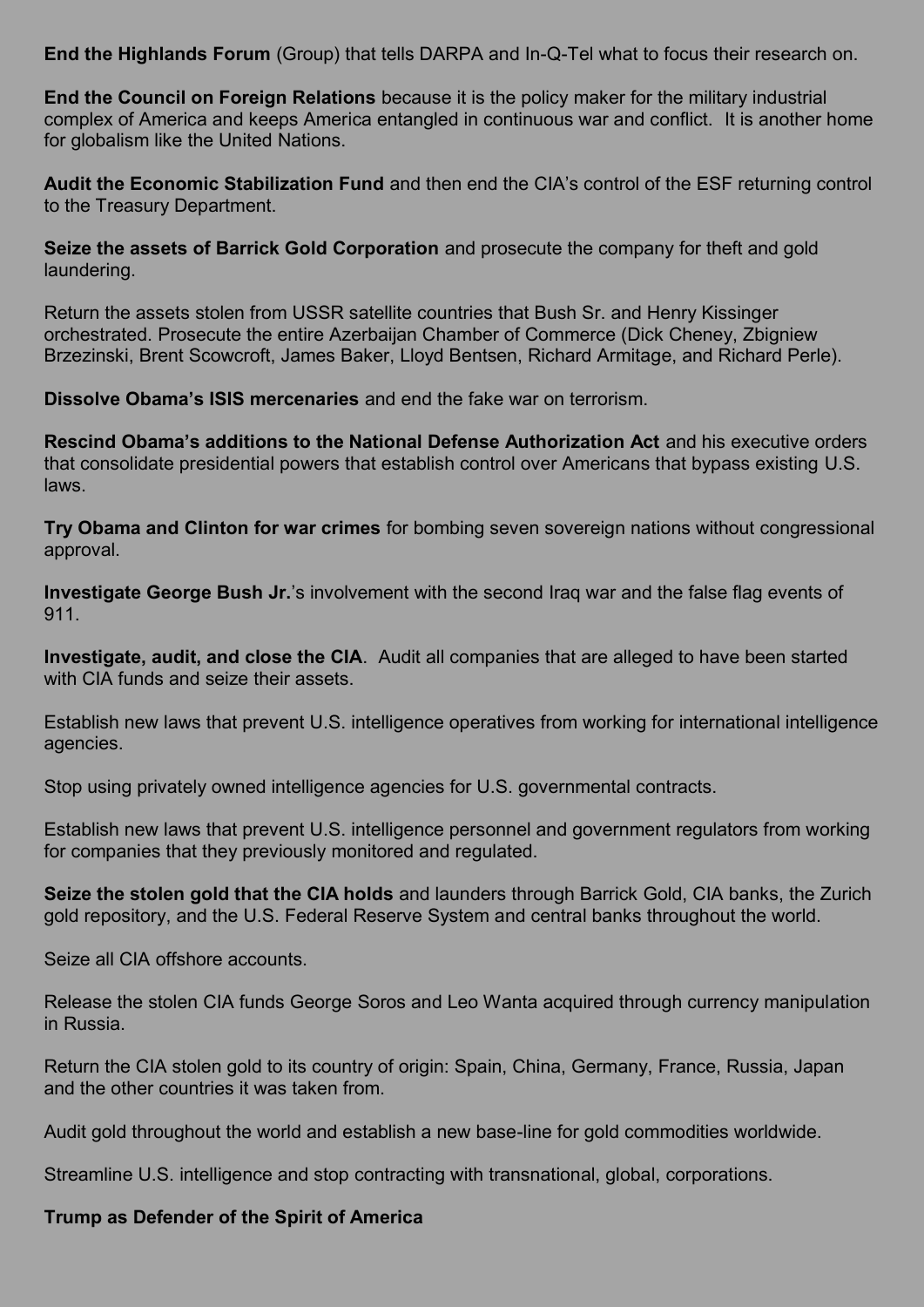**End the Highlands Forum** (Group) that tells DARPA and In-Q-Tel what to focus their research on.

**End the Council on Foreign Relations** because it is the policy maker for the military industrial complex of America and keeps America entangled in continuous war and conflict. It is another home for globalism like the United Nations.

**Audit the Economic Stabilization Fund** and then end the CIA's control of the ESF returning control to the Treasury Department.

**Seize the assets of Barrick Gold Corporation** and prosecute the company for theft and gold laundering.

Return the assets stolen from USSR satellite countries that Bush Sr. and Henry Kissinger orchestrated. Prosecute the entire Azerbaijan Chamber of Commerce (Dick Cheney, Zbigniew Brzezinski, Brent Scowcroft, James Baker, Lloyd Bentsen, Richard Armitage, and Richard Perle).

**Dissolve Obama's ISIS mercenaries** and end the fake war on terrorism.

**Rescind Obama's additions to the National Defense Authorization Act** and his executive orders that consolidate presidential powers that establish control over Americans that bypass existing U.S. laws.

**Try Obama and Clinton for war crimes** for bombing seven sovereign nations without congressional approval.

**Investigate George Bush Jr.**'s involvement with the second Iraq war and the false flag events of 911.

**Investigate, audit, and close the CIA**. Audit all companies that are alleged to have been started with CIA funds and seize their assets.

Establish new laws that prevent U.S. intelligence operatives from working for international intelligence agencies.

Stop using privately owned intelligence agencies for U.S. governmental contracts.

Establish new laws that prevent U.S. intelligence personnel and government regulators from working for companies that they previously monitored and regulated.

**Seize the stolen gold that the CIA holds** and launders through Barrick Gold, CIA banks, the Zurich gold repository, and the U.S. Federal Reserve System and central banks throughout the world.

Seize all CIA offshore accounts.

Release the stolen CIA funds George Soros and Leo Wanta acquired through currency manipulation in Russia.

Return the CIA stolen gold to its country of origin: Spain, China, Germany, France, Russia, Japan and the other countries it was taken from.

Audit gold throughout the world and establish a new base-line for gold commodities worldwide.

Streamline U.S. intelligence and stop contracting with transnational, global, corporations.

**Trump as Defender of the Spirit of America**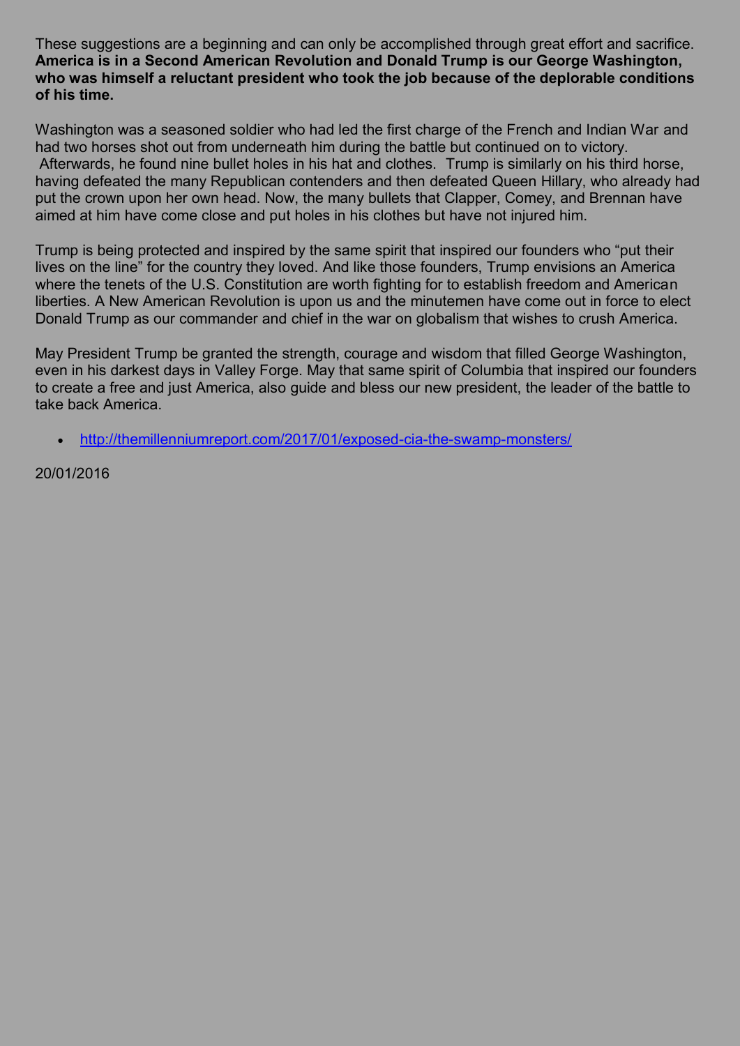These suggestions are a beginning and can only be accomplished through great effort and sacrifice. **America is in a Second American Revolution and Donald Trump is our George Washington, who was himself a reluctant president who took the job because of the deplorable conditions of his time.**

Washington was a seasoned soldier who had led the first charge of the French and Indian War and had two horses shot out from underneath him during the battle but continued on to victory. Afterwards, he found nine bullet holes in his hat and clothes. Trump is similarly on his third horse, having defeated the many Republican contenders and then defeated Queen Hillary, who already had put the crown upon her own head. Now, the many bullets that Clapper, Comey, and Brennan have aimed at him have come close and put holes in his clothes but have not injured him.

Trump is being protected and inspired by the same spirit that inspired our founders who "put their lives on the line" for the country they loved. And like those founders, Trump envisions an America where the tenets of the U.S. Constitution are worth fighting for to establish freedom and American liberties. A New American Revolution is upon us and the minutemen have come out in force to elect Donald Trump as our commander and chief in the war on globalism that wishes to crush America.

May President Trump be granted the strength, courage and wisdom that filled George Washington, even in his darkest days in Valley Forge. May that same spirit of Columbia that inspired our founders to create a free and just America, also guide and bless our new president, the leader of the battle to take back America.

- http://themillenniumreport.com/2017/01/exposed-cia-the-swamp-monsters/

20/01/2016